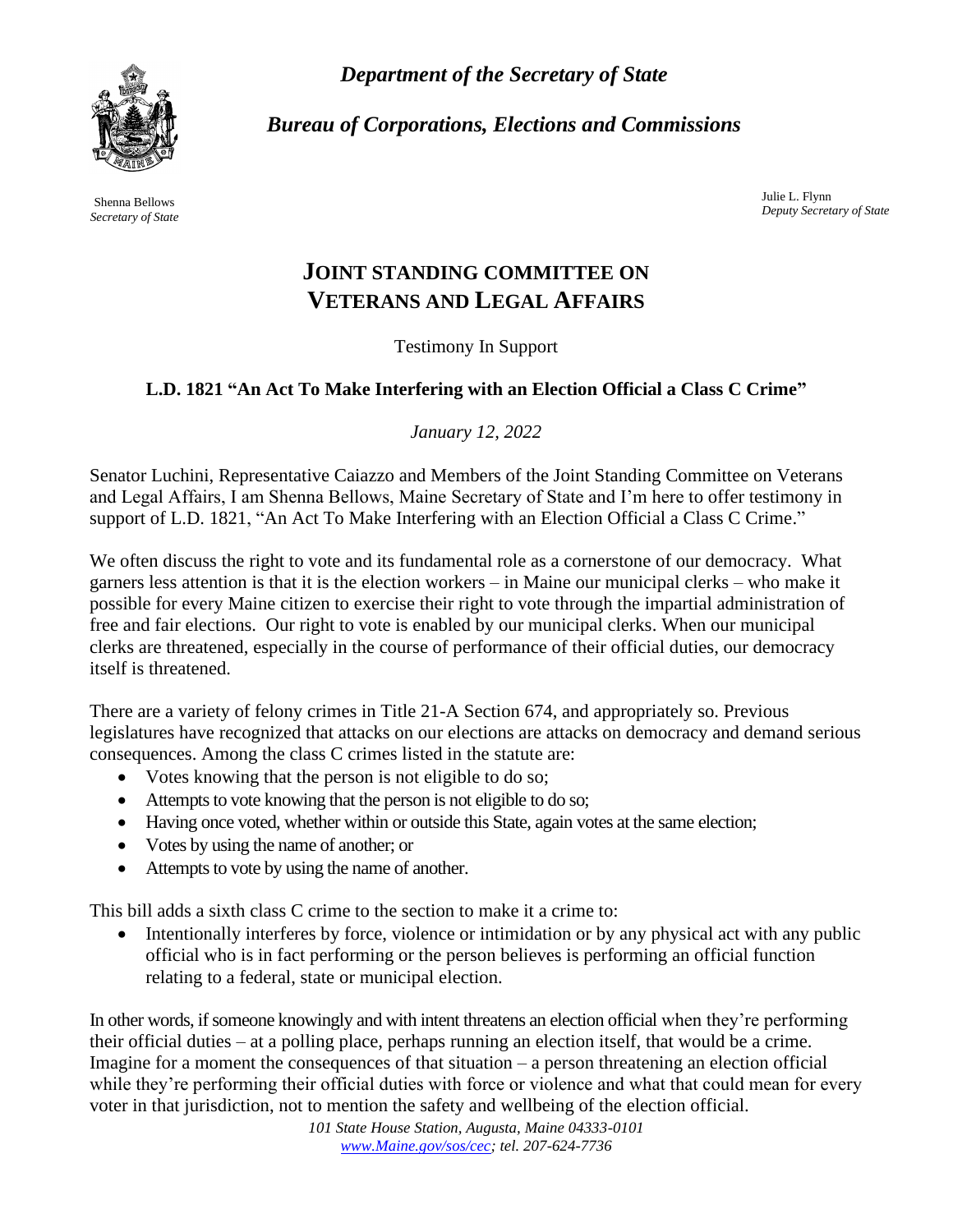*Department of the Secretary of State*

*Bureau of Corporations, Elections and Commissions*

Shenna Bellows
*Secretary of State*

Julie L. Flynn
*Deputy Secretary of State*

# JOINT STANDING COMMITTEE ON VETERANS AND LEGAL AFFAIRS

Testimony In Support

**L.D. 1821 "An Act To Make Interfering with an Election Official a Class C Crime"**

*January 12, 2022*

Senator Luchini, Representative Caiazzo and Members of the Joint Standing Committee on Veterans and Legal Affairs, I am Shenna Bellows, Maine Secretary of State and I'm here to offer testimony in support of L.D. 1821, "An Act To Make Interfering with an Election Official a Class C Crime."

We often discuss the right to vote and its fundamental role as a cornerstone of our democracy. What garners less attention is that it is the election workers – in Maine our municipal clerks – who make it possible for every Maine citizen to exercise their right to vote through the impartial administration of free and fair elections. Our right to vote is enabled by our municipal clerks. When our municipal clerks are threatened, especially in the course of performance of their official duties, our democracy itself is threatened.

There are a variety of felony crimes in Title 21-A Section 674, and appropriately so. Previous legislatures have recognized that attacks on our elections are attacks on democracy and demand serious consequences. Among the class C crimes listed in the statute are:

- Votes knowing that the person is not eligible to do so;
- Attempts to vote knowing that the person is not eligible to do so;
- Having once voted, whether within or outside this State, again votes at the same election;
- Votes by using the name of another; or
- Attempts to vote by using the name of another.

This bill adds a sixth class C crime to the section to make it a crime to:

- Intentionally interferes by force, violence or intimidation or by any physical act with any public official who is in fact performing or the person believes is performing an official function relating to a federal, state or municipal election.

In other words, if someone knowingly and with intent threatens an election official when they're performing their official duties – at a polling place, perhaps running an election itself, that would be a crime. Imagine for a moment the consequences of that situation – a person threatening an election official while they're performing their official duties with force or violence and what that could mean for every voter in that jurisdiction, not to mention the safety and wellbeing of the election official.

*101 State House Station, Augusta, Maine 04333-0101*
*www.Maine.gov/sos/cec; tel. 207-624-7736*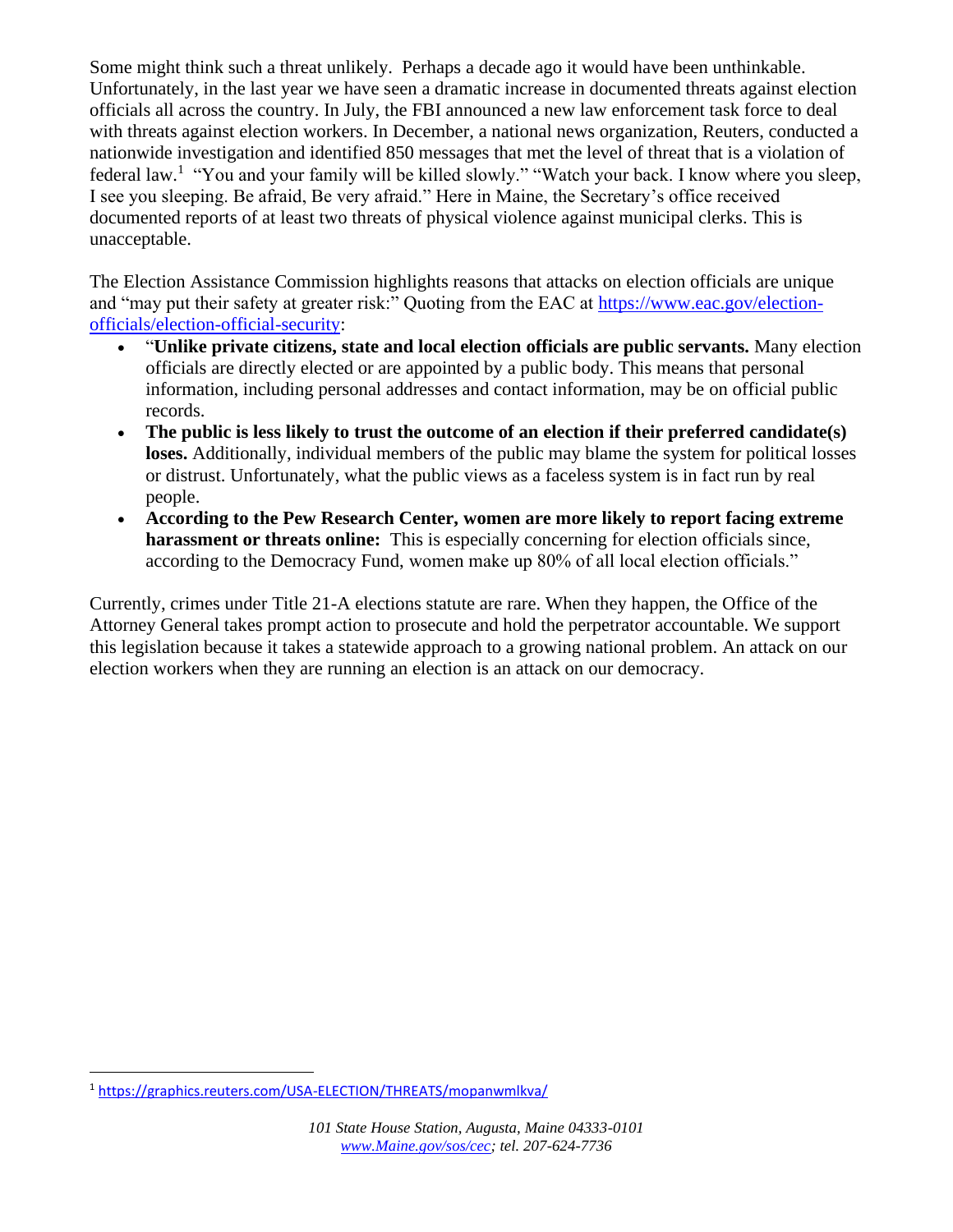Some might think such a threat unlikely. Perhaps a decade ago it would have been unthinkable. Unfortunately, in the last year we have seen a dramatic increase in documented threats against election officials all across the country. In July, the FBI announced a new law enforcement task force to deal with threats against election workers. In December, a national news organization, Reuters, conducted a nationwide investigation and identified 850 messages that met the level of threat that is a violation of federal law.[1] "You and your family will be killed slowly." "Watch your back. I know where you sleep, I see you sleeping. Be afraid, Be very afraid." Here in Maine, the Secretary's office received documented reports of at least two threats of physical violence against municipal clerks. This is unacceptable.

The Election Assistance Commission highlights reasons that attacks on election officials are unique and "may put their safety at greater risk:" Quoting from the EAC at https://www.eac.gov/election-officials/election-official-security:

- "**Unlike private citizens, state and local election officials are public servants.** Many election officials are directly elected or are appointed by a public body. This means that personal information, including personal addresses and contact information, may be on official public records.
- **The public is less likely to trust the outcome of an election if their preferred candidate(s) loses.** Additionally, individual members of the public may blame the system for political losses or distrust. Unfortunately, what the public views as a faceless system is in fact run by real people.
- **According to the Pew Research Center, women are more likely to report facing extreme harassment or threats online:** This is especially concerning for election officials since, according to the Democracy Fund, women make up 80% of all local election officials."

Currently, crimes under Title 21-A elections statute are rare. When they happen, the Office of the Attorney General takes prompt action to prosecute and hold the perpetrator accountable. We support this legislation because it takes a statewide approach to a growing national problem. An attack on our election workers when they are running an election is an attack on our democracy.

---

[1] https://graphics.reuters.com/USA-ELECTION/THREATS/mopanwmlkva/